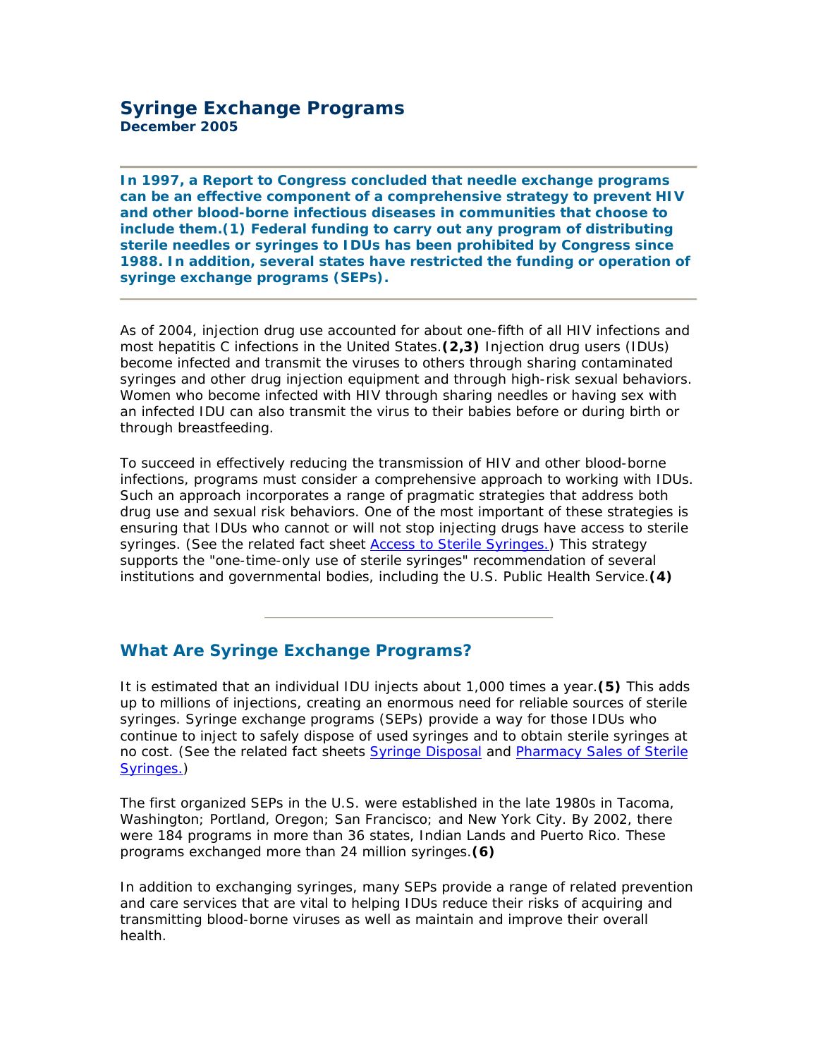# Syringe Exchange Programs

**December 2005**

---

**In 1997, a Report to Congress concluded that needle exchange programs can be an effective component of a comprehensive strategy to prevent HIV and other blood-borne infectious diseases in communities that choose to include them.(1) Federal funding to carry out any program of distributing sterile needles or syringes to IDUs has been prohibited by Congress since 1988. In addition, several states have restricted the funding or operation of syringe exchange programs (SEPs).**

---

As of 2004, injection drug use accounted for about one-fifth of all HIV infections and most hepatitis C infections in the United States.**(2,3)** Injection drug users (IDUs) become infected and transmit the viruses to others through sharing contaminated syringes and other drug injection equipment and through high-risk sexual behaviors. Women who become infected with HIV through sharing needles or having sex with an infected IDU can also transmit the virus to their babies before or during birth or through breastfeeding.

To succeed in effectively reducing the transmission of HIV and other blood-borne infections, programs must consider a comprehensive approach to working with IDUs. Such an approach incorporates a range of pragmatic strategies that address both drug use and sexual risk behaviors. One of the most important of these strategies is ensuring that IDUs who cannot or will not stop injecting drugs have access to sterile syringes. (See the related fact sheet Access to Sterile Syringes.) This strategy supports the "one-time-only use of sterile syringes" recommendation of several institutions and governmental bodies, including the U.S. Public Health Service.**(4)**

---

## What Are Syringe Exchange Programs?

It is estimated that an individual IDU injects about 1,000 times a year.**(5)** This adds up to millions of injections, creating an enormous need for reliable sources of sterile syringes. Syringe exchange programs (SEPs) provide a way for those IDUs who continue to inject to safely dispose of used syringes and to obtain sterile syringes at no cost. (See the related fact sheets Syringe Disposal and Pharmacy Sales of Sterile Syringes.)

The first organized SEPs in the U.S. were established in the late 1980s in Tacoma, Washington; Portland, Oregon; San Francisco; and New York City. By 2002, there were 184 programs in more than 36 states, Indian Lands and Puerto Rico. These programs exchanged more than 24 million syringes.**(6)**

In addition to exchanging syringes, many SEPs provide a range of related prevention and care services that are vital to helping IDUs reduce their risks of acquiring and transmitting blood-borne viruses as well as maintain and improve their overall health.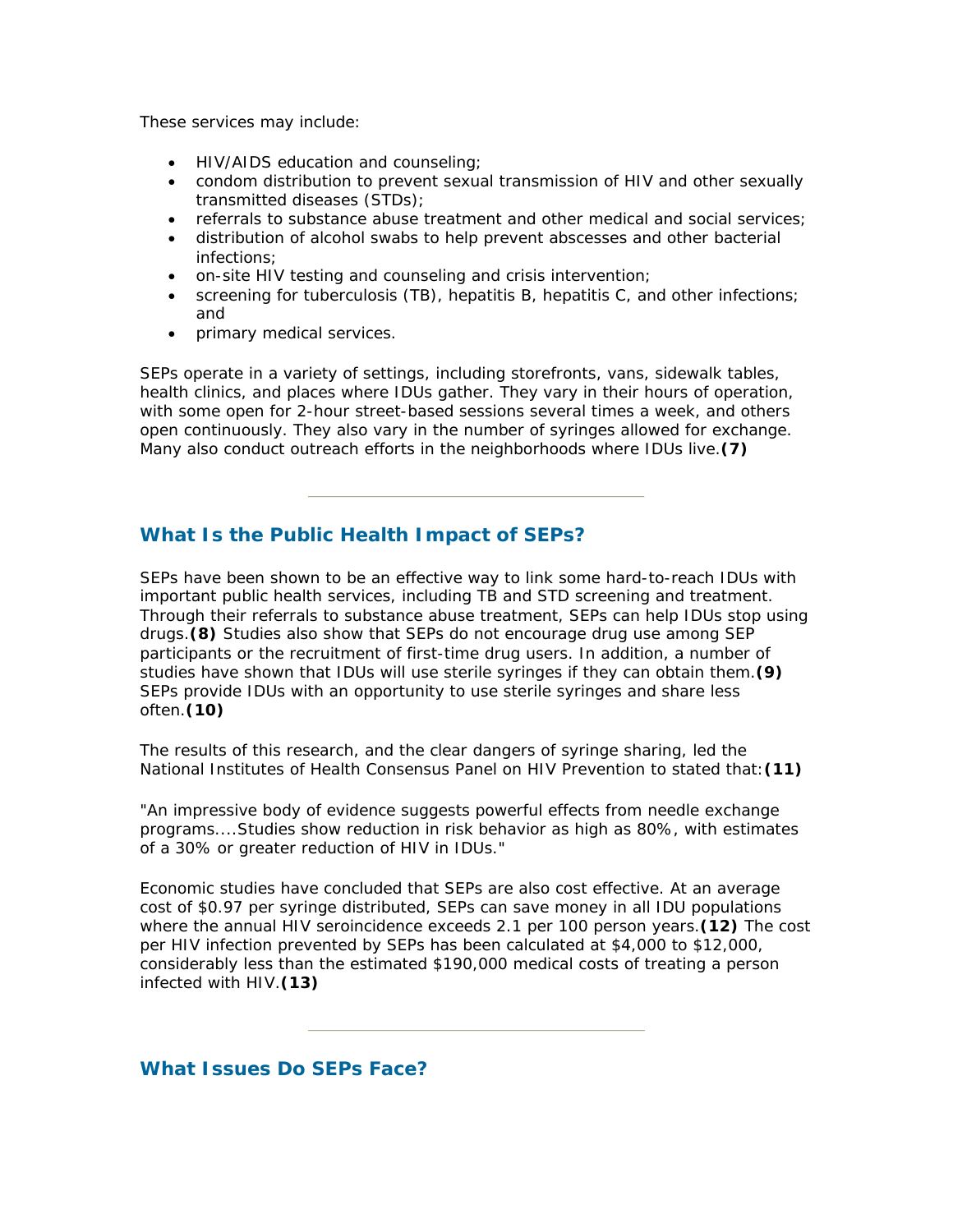These services may include:

- HIV/AIDS education and counseling;
- condom distribution to prevent sexual transmission of HIV and other sexually transmitted diseases (STDs);
- referrals to substance abuse treatment and other medical and social services;
- distribution of alcohol swabs to help prevent abscesses and other bacterial infections;
- on-site HIV testing and counseling and crisis intervention;
- screening for tuberculosis (TB), hepatitis B, hepatitis C, and other infections; and
- primary medical services.

SEPs operate in a variety of settings, including storefronts, vans, sidewalk tables, health clinics, and places where IDUs gather. They vary in their hours of operation, with some open for 2-hour street-based sessions several times a week, and others open continuously. They also vary in the number of syringes allowed for exchange. Many also conduct outreach efforts in the neighborhoods where IDUs live.**(7)**

---

## What Is the Public Health Impact of SEPs?

SEPs have been shown to be an effective way to link some hard-to-reach IDUs with important public health services, including TB and STD screening and treatment. Through their referrals to substance abuse treatment, SEPs can help IDUs stop using drugs.**(8)** Studies also show that SEPs do not encourage drug use among SEP participants or the recruitment of first-time drug users. In addition, a number of studies have shown that IDUs will use sterile syringes if they can obtain them.**(9)** SEPs provide IDUs with an opportunity to use sterile syringes and share less often.**(10)**

The results of this research, and the clear dangers of syringe sharing, led the National Institutes of Health Consensus Panel on HIV Prevention to stated that:**(11)**

"An impressive body of evidence suggests powerful effects from needle exchange programs....Studies show reduction in risk behavior as high as 80%, with estimates of a 30% or greater reduction of HIV in IDUs."

Economic studies have concluded that SEPs are also cost effective. At an average cost of $0.97 per syringe distributed, SEPs can save money in all IDU populations where the annual HIV seroincidence exceeds 2.1 per 100 person years.**(12)** The cost per HIV infection prevented by SEPs has been calculated at $4,000 to $12,000, considerably less than the estimated $190,000 medical costs of treating a person infected with HIV.**(13)**

---

## What Issues Do SEPs Face?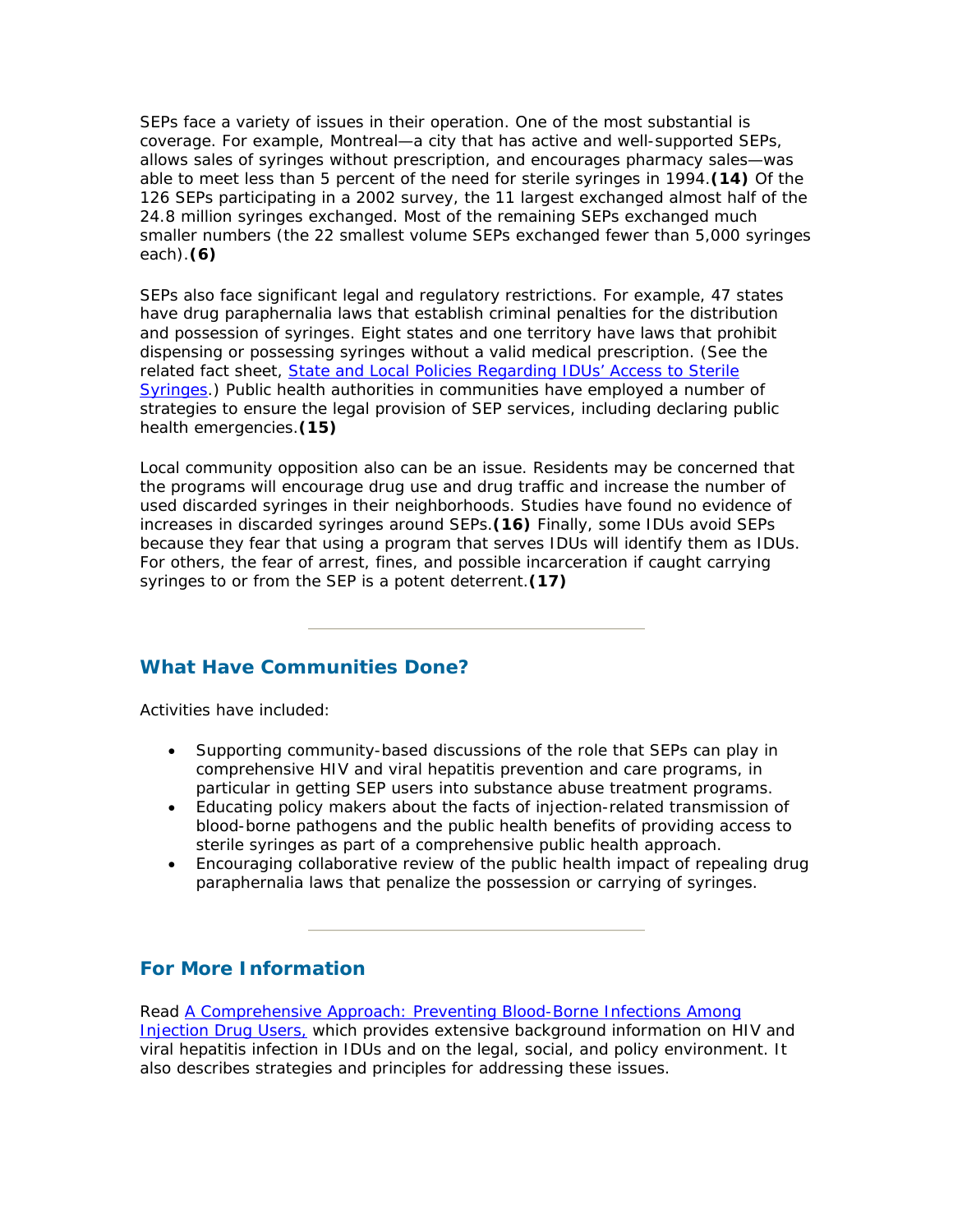SEPs face a variety of issues in their operation. One of the most substantial is coverage. For example, Montreal—a city that has active and well-supported SEPs, allows sales of syringes without prescription, and encourages pharmacy sales—was able to meet less than 5 percent of the need for sterile syringes in 1994.**(14)** Of the 126 SEPs participating in a 2002 survey, the 11 largest exchanged almost half of the 24.8 million syringes exchanged. Most of the remaining SEPs exchanged much smaller numbers (the 22 smallest volume SEPs exchanged fewer than 5,000 syringes each).**(6)**

SEPs also face significant legal and regulatory restrictions. For example, 47 states have drug paraphernalia laws that establish criminal penalties for the distribution and possession of syringes. Eight states and one territory have laws that prohibit dispensing or possessing syringes without a valid medical prescription. (See the related fact sheet, State and Local Policies Regarding IDUs' Access to Sterile Syringes.) Public health authorities in communities have employed a number of strategies to ensure the legal provision of SEP services, including declaring public health emergencies.**(15)**

Local community opposition also can be an issue. Residents may be concerned that the programs will encourage drug use and drug traffic and increase the number of used discarded syringes in their neighborhoods. Studies have found no evidence of increases in discarded syringes around SEPs.**(16)** Finally, some IDUs avoid SEPs because they fear that using a program that serves IDUs will identify them as IDUs. For others, the fear of arrest, fines, and possible incarceration if caught carrying syringes to or from the SEP is a potent deterrent.**(17)**

## What Have Communities Done?

Activities have included:

- Supporting community-based discussions of the role that SEPs can play in comprehensive HIV and viral hepatitis prevention and care programs, in particular in getting SEP users into substance abuse treatment programs.
- Educating policy makers about the facts of injection-related transmission of blood-borne pathogens and the public health benefits of providing access to sterile syringes as part of a comprehensive public health approach.
- Encouraging collaborative review of the public health impact of repealing drug paraphernalia laws that penalize the possession or carrying of syringes.

## For More Information

Read A Comprehensive Approach: Preventing Blood-Borne Infections Among Injection Drug Users, which provides extensive background information on HIV and viral hepatitis infection in IDUs and on the legal, social, and policy environment. It also describes strategies and principles for addressing these issues.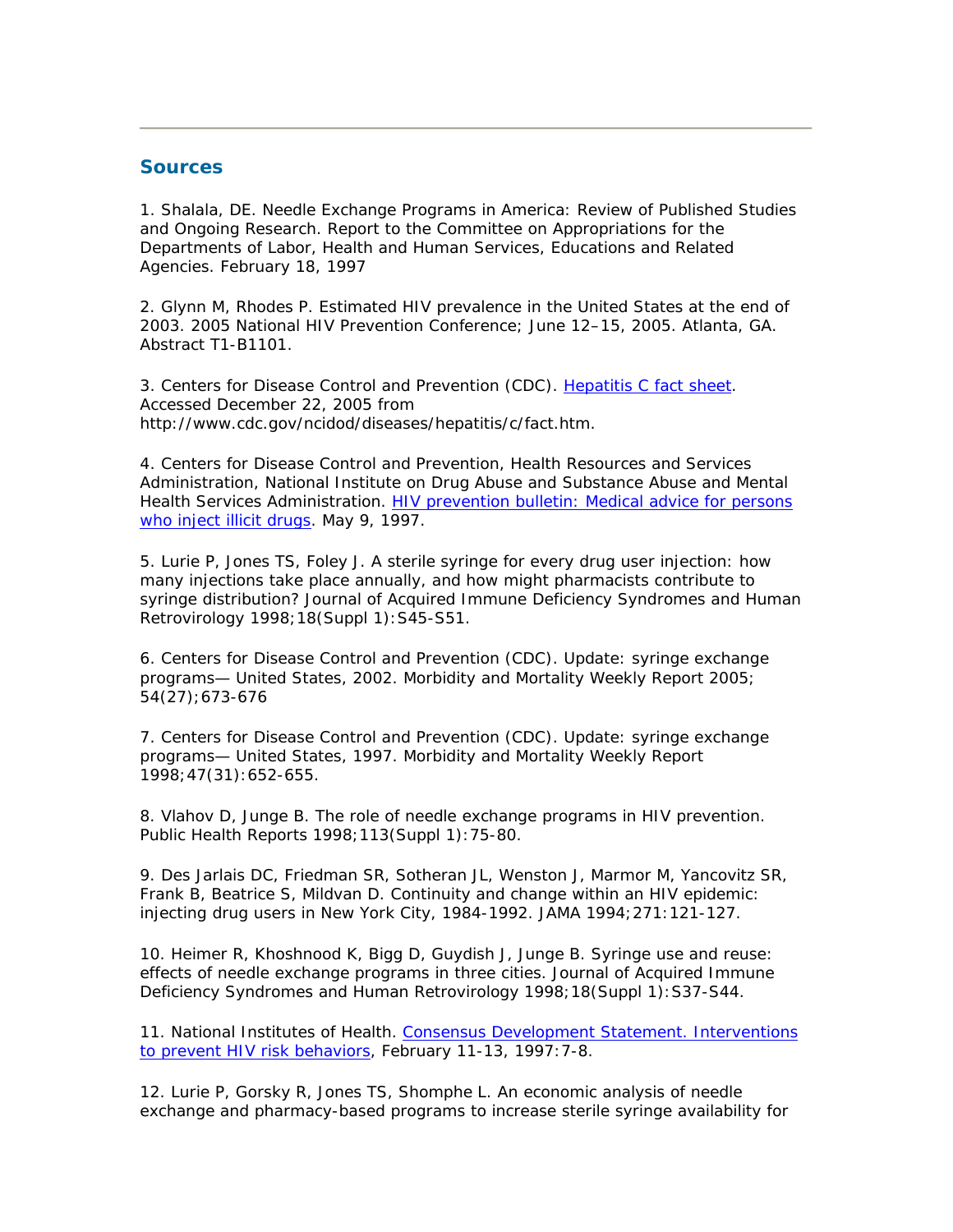## Sources

1. Shalala, DE. Needle Exchange Programs in America: Review of Published Studies and Ongoing Research. Report to the Committee on Appropriations for the Departments of Labor, Health and Human Services, Educations and Related Agencies. February 18, 1997

2. Glynn M, Rhodes P. Estimated HIV prevalence in the United States at the end of 2003. 2005 National HIV Prevention Conference; June 12–15, 2005. Atlanta, GA. Abstract T1-B1101.

3. Centers for Disease Control and Prevention (CDC). Hepatitis C fact sheet. Accessed December 22, 2005 from http://www.cdc.gov/ncidod/diseases/hepatitis/c/fact.htm.

4. Centers for Disease Control and Prevention, Health Resources and Services Administration, National Institute on Drug Abuse and Substance Abuse and Mental Health Services Administration. HIV prevention bulletin: Medical advice for persons who inject illicit drugs. May 9, 1997.

5. Lurie P, Jones TS, Foley J. A sterile syringe for every drug user injection: how many injections take place annually, and how might pharmacists contribute to syringe distribution? Journal of Acquired Immune Deficiency Syndromes and Human Retrovirology 1998;18(Suppl 1):S45-S51.

6. Centers for Disease Control and Prevention (CDC). Update: syringe exchange programs— United States, 2002. Morbidity and Mortality Weekly Report 2005; 54(27);673-676

7. Centers for Disease Control and Prevention (CDC). Update: syringe exchange programs— United States, 1997. Morbidity and Mortality Weekly Report 1998;47(31):652-655.

8. Vlahov D, Junge B. The role of needle exchange programs in HIV prevention. Public Health Reports 1998;113(Suppl 1):75-80.

9. Des Jarlais DC, Friedman SR, Sotheran JL, Wenston J, Marmor M, Yancovitz SR, Frank B, Beatrice S, Mildvan D. Continuity and change within an HIV epidemic: injecting drug users in New York City, 1984-1992. JAMA 1994;271:121-127.

10. Heimer R, Khoshnood K, Bigg D, Guydish J, Junge B. Syringe use and reuse: effects of needle exchange programs in three cities. Journal of Acquired Immune Deficiency Syndromes and Human Retrovirology 1998;18(Suppl 1):S37-S44.

11. National Institutes of Health. Consensus Development Statement. Interventions to prevent HIV risk behaviors, February 11-13, 1997:7-8.

12. Lurie P, Gorsky R, Jones TS, Shomphe L. An economic analysis of needle exchange and pharmacy-based programs to increase sterile syringe availability for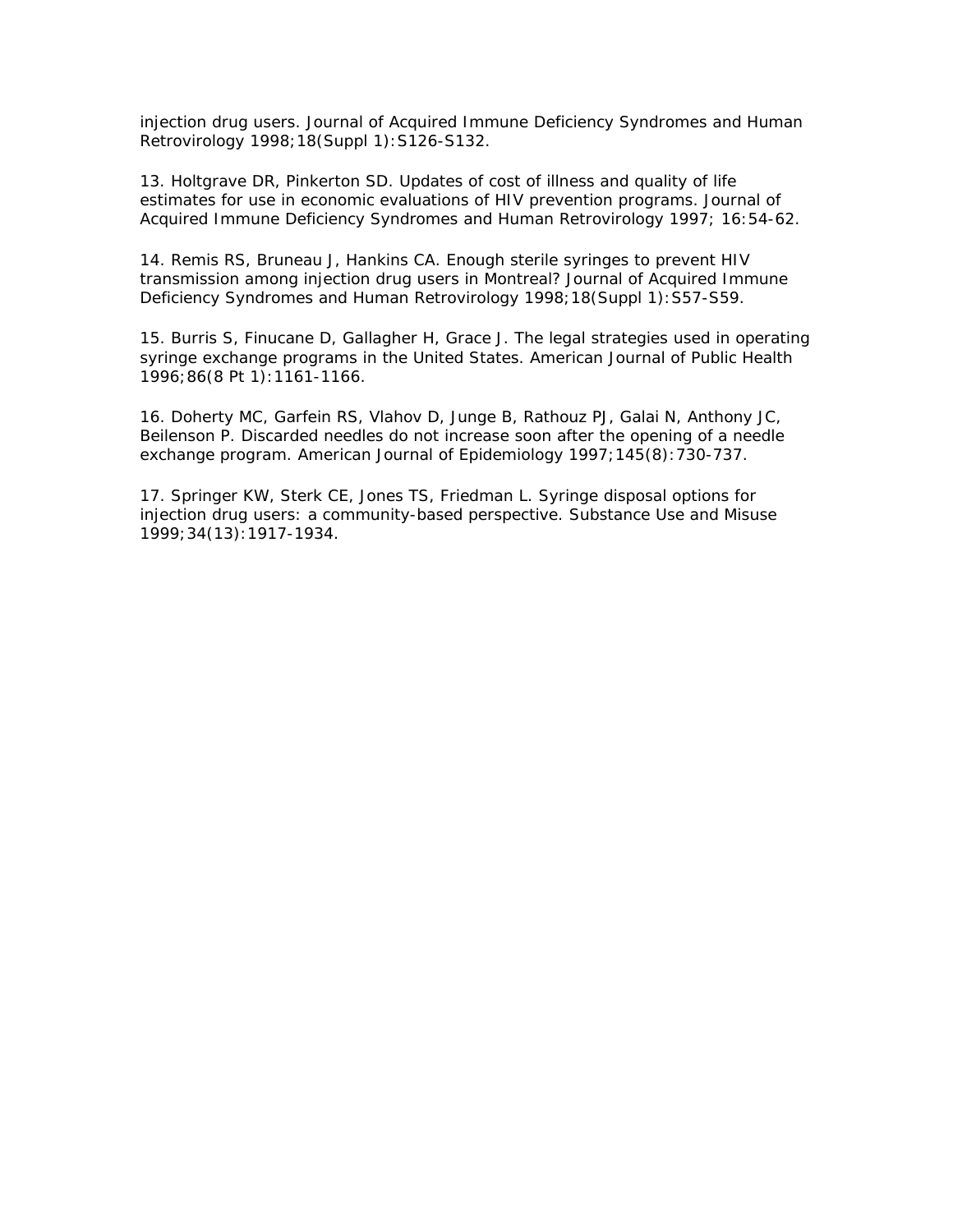injection drug users. Journal of Acquired Immune Deficiency Syndromes and Human Retrovirology 1998;18(Suppl 1):S126-S132.

13. Holtgrave DR, Pinkerton SD. Updates of cost of illness and quality of life estimates for use in economic evaluations of HIV prevention programs. Journal of Acquired Immune Deficiency Syndromes and Human Retrovirology 1997; 16:54-62.

14. Remis RS, Bruneau J, Hankins CA. Enough sterile syringes to prevent HIV transmission among injection drug users in Montreal? Journal of Acquired Immune Deficiency Syndromes and Human Retrovirology 1998;18(Suppl 1):S57-S59.

15. Burris S, Finucane D, Gallagher H, Grace J. The legal strategies used in operating syringe exchange programs in the United States. American Journal of Public Health 1996;86(8 Pt 1):1161-1166.

16. Doherty MC, Garfein RS, Vlahov D, Junge B, Rathouz PJ, Galai N, Anthony JC, Beilenson P. Discarded needles do not increase soon after the opening of a needle exchange program. American Journal of Epidemiology 1997;145(8):730-737.

17. Springer KW, Sterk CE, Jones TS, Friedman L. Syringe disposal options for injection drug users: a community-based perspective. Substance Use and Misuse 1999;34(13):1917-1934.